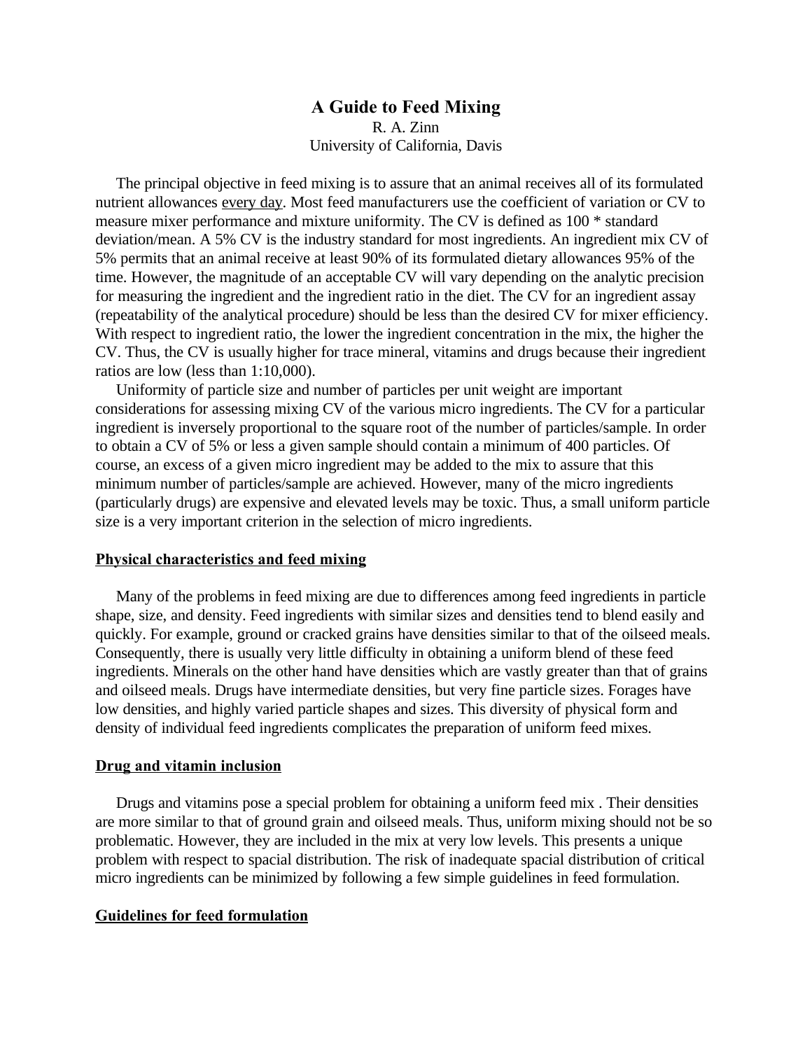# A Guide to Feed Mixing

R. A. Zinn
University of California, Davis

The principal objective in feed mixing is to assure that an animal receives all of its formulated nutrient allowances <u>every day</u>. Most feed manufacturers use the coefficient of variation or CV to measure mixer performance and mixture uniformity. The CV is defined as 100 * standard deviation/mean. A 5% CV is the industry standard for most ingredients. An ingredient mix CV of 5% permits that an animal receive at least 90% of its formulated dietary allowances 95% of the time. However, the magnitude of an acceptable CV will vary depending on the analytic precision for measuring the ingredient and the ingredient ratio in the diet. The CV for an ingredient assay (repeatability of the analytical procedure) should be less than the desired CV for mixer efficiency. With respect to ingredient ratio, the lower the ingredient concentration in the mix, the higher the CV. Thus, the CV is usually higher for trace mineral, vitamins and drugs because their ingredient ratios are low (less than 1:10,000).

Uniformity of particle size and number of particles per unit weight are important considerations for assessing mixing CV of the various micro ingredients. The CV for a particular ingredient is inversely proportional to the square root of the number of particles/sample. In order to obtain a CV of 5% or less a given sample should contain a minimum of 400 particles. Of course, an excess of a given micro ingredient may be added to the mix to assure that this minimum number of particles/sample are achieved. However, many of the micro ingredients (particularly drugs) are expensive and elevated levels may be toxic. Thus, a small uniform particle size is a very important criterion in the selection of micro ingredients.

## Physical characteristics and feed mixing

Many of the problems in feed mixing are due to differences among feed ingredients in particle shape, size, and density. Feed ingredients with similar sizes and densities tend to blend easily and quickly. For example, ground or cracked grains have densities similar to that of the oilseed meals. Consequently, there is usually very little difficulty in obtaining a uniform blend of these feed ingredients. Minerals on the other hand have densities which are vastly greater than that of grains and oilseed meals. Drugs have intermediate densities, but very fine particle sizes. Forages have low densities, and highly varied particle shapes and sizes. This diversity of physical form and density of individual feed ingredients complicates the preparation of uniform feed mixes.

## Drug and vitamin inclusion

Drugs and vitamins pose a special problem for obtaining a uniform feed mix . Their densities are more similar to that of ground grain and oilseed meals. Thus, uniform mixing should not be so problematic. However, they are included in the mix at very low levels. This presents a unique problem with respect to spacial distribution. The risk of inadequate spacial distribution of critical micro ingredients can be minimized by following a few simple guidelines in feed formulation.

## Guidelines for feed formulation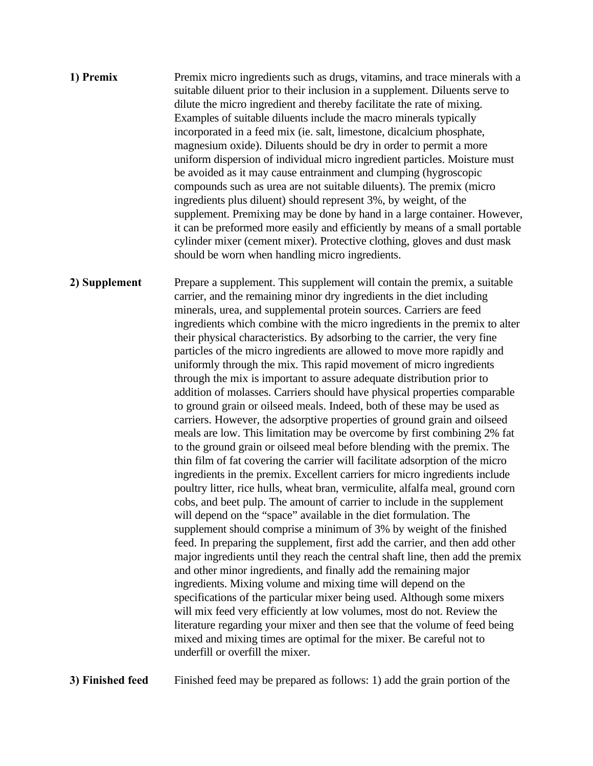**1) Premix** Premix micro ingredients such as drugs, vitamins, and trace minerals with a suitable diluent prior to their inclusion in a supplement. Diluents serve to dilute the micro ingredient and thereby facilitate the rate of mixing. Examples of suitable diluents include the macro minerals typically incorporated in a feed mix (ie. salt, limestone, dicalcium phosphate, magnesium oxide). Diluents should be dry in order to permit a more uniform dispersion of individual micro ingredient particles. Moisture must be avoided as it may cause entrainment and clumping (hygroscopic compounds such as urea are not suitable diluents). The premix (micro ingredients plus diluent) should represent 3%, by weight, of the supplement. Premixing may be done by hand in a large container. However, it can be preformed more easily and efficiently by means of a small portable cylinder mixer (cement mixer). Protective clothing, gloves and dust mask should be worn when handling micro ingredients.

**2) Supplement** Prepare a supplement. This supplement will contain the premix, a suitable carrier, and the remaining minor dry ingredients in the diet including minerals, urea, and supplemental protein sources. Carriers are feed ingredients which combine with the micro ingredients in the premix to alter their physical characteristics. By adsorbing to the carrier, the very fine particles of the micro ingredients are allowed to move more rapidly and uniformly through the mix. This rapid movement of micro ingredients through the mix is important to assure adequate distribution prior to addition of molasses. Carriers should have physical properties comparable to ground grain or oilseed meals. Indeed, both of these may be used as carriers. However, the adsorptive properties of ground grain and oilseed meals are low. This limitation may be overcome by first combining 2% fat to the ground grain or oilseed meal before blending with the premix. The thin film of fat covering the carrier will facilitate adsorption of the micro ingredients in the premix. Excellent carriers for micro ingredients include poultry litter, rice hulls, wheat bran, vermiculite, alfalfa meal, ground corn cobs, and beet pulp. The amount of carrier to include in the supplement will depend on the "space" available in the diet formulation. The supplement should comprise a minimum of 3% by weight of the finished feed. In preparing the supplement, first add the carrier, and then add other major ingredients until they reach the central shaft line, then add the premix and other minor ingredients, and finally add the remaining major ingredients. Mixing volume and mixing time will depend on the specifications of the particular mixer being used. Although some mixers will mix feed very efficiently at low volumes, most do not. Review the literature regarding your mixer and then see that the volume of feed being mixed and mixing times are optimal for the mixer. Be careful not to underfill or overfill the mixer.

**3) Finished feed** Finished feed may be prepared as follows: 1) add the grain portion of the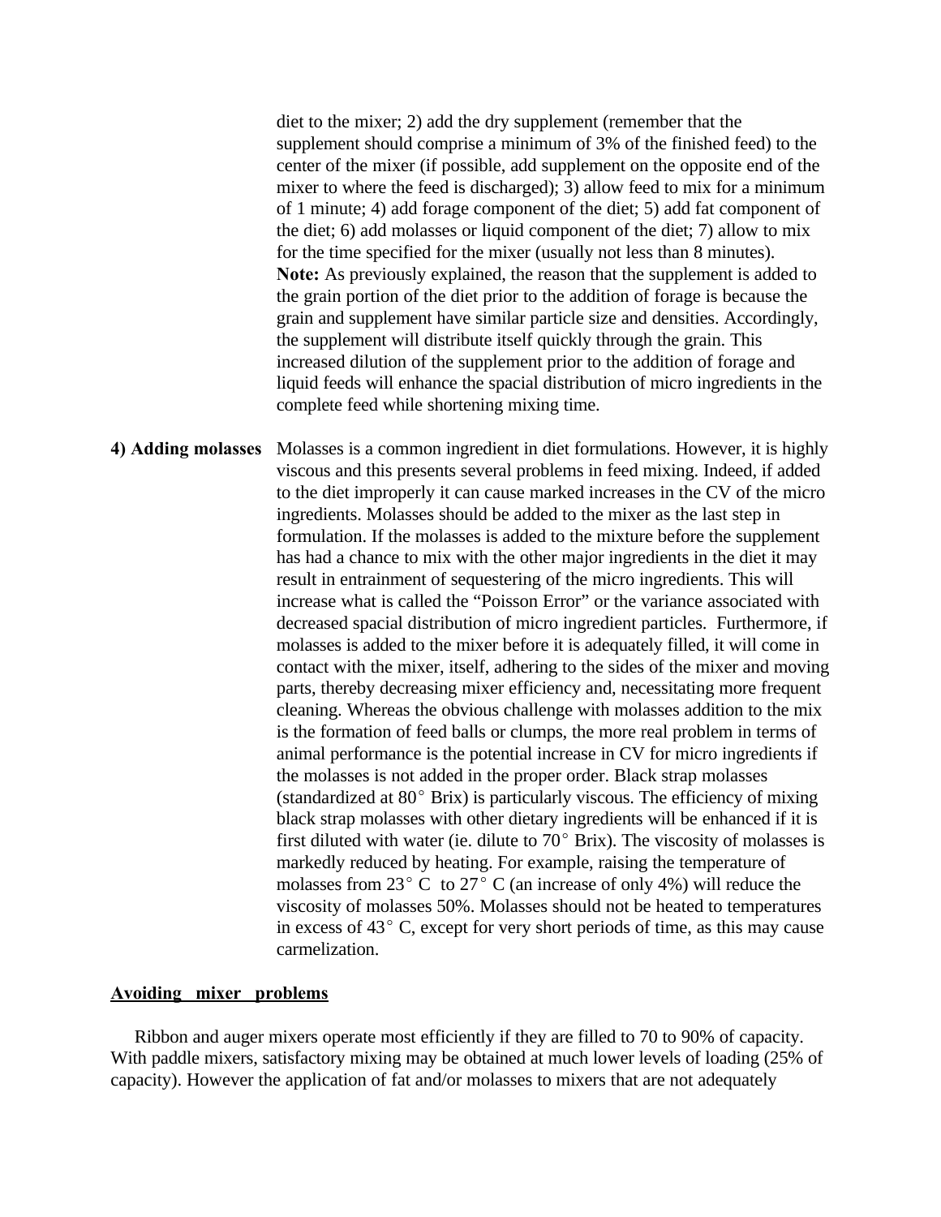diet to the mixer; 2) add the dry supplement (remember that the supplement should comprise a minimum of 3% of the finished feed) to the center of the mixer (if possible, add supplement on the opposite end of the mixer to where the feed is discharged); 3) allow feed to mix for a minimum of 1 minute; 4) add forage component of the diet; 5) add fat component of the diet; 6) add molasses or liquid component of the diet; 7) allow to mix for the time specified for the mixer (usually not less than 8 minutes). **Note:** As previously explained, the reason that the supplement is added to the grain portion of the diet prior to the addition of forage is because the grain and supplement have similar particle size and densities. Accordingly, the supplement will distribute itself quickly through the grain. This increased dilution of the supplement prior to the addition of forage and liquid feeds will enhance the spacial distribution of micro ingredients in the complete feed while shortening mixing time.

**4) Adding molasses** Molasses is a common ingredient in diet formulations. However, it is highly viscous and this presents several problems in feed mixing. Indeed, if added to the diet improperly it can cause marked increases in the CV of the micro ingredients. Molasses should be added to the mixer as the last step in formulation. If the molasses is added to the mixture before the supplement has had a chance to mix with the other major ingredients in the diet it may result in entrainment of sequestering of the micro ingredients. This will increase what is called the "Poisson Error" or the variance associated with decreased spacial distribution of micro ingredient particles. Furthermore, if molasses is added to the mixer before it is adequately filled, it will come in contact with the mixer, itself, adhering to the sides of the mixer and moving parts, thereby decreasing mixer efficiency and, necessitating more frequent cleaning. Whereas the obvious challenge with molasses addition to the mix is the formation of feed balls or clumps, the more real problem in terms of animal performance is the potential increase in CV for micro ingredients if the molasses is not added in the proper order. Black strap molasses (standardized at 80° Brix) is particularly viscous. The efficiency of mixing black strap molasses with other dietary ingredients will be enhanced if it is first diluted with water (ie. dilute to 70° Brix). The viscosity of molasses is markedly reduced by heating. For example, raising the temperature of molasses from 23° C to 27° C (an increase of only 4%) will reduce the viscosity of molasses 50%. Molasses should not be heated to temperatures in excess of 43° C, except for very short periods of time, as this may cause carmelization.

## Avoiding mixer problems

Ribbon and auger mixers operate most efficiently if they are filled to 70 to 90% of capacity. With paddle mixers, satisfactory mixing may be obtained at much lower levels of loading (25% of capacity). However the application of fat and/or molasses to mixers that are not adequately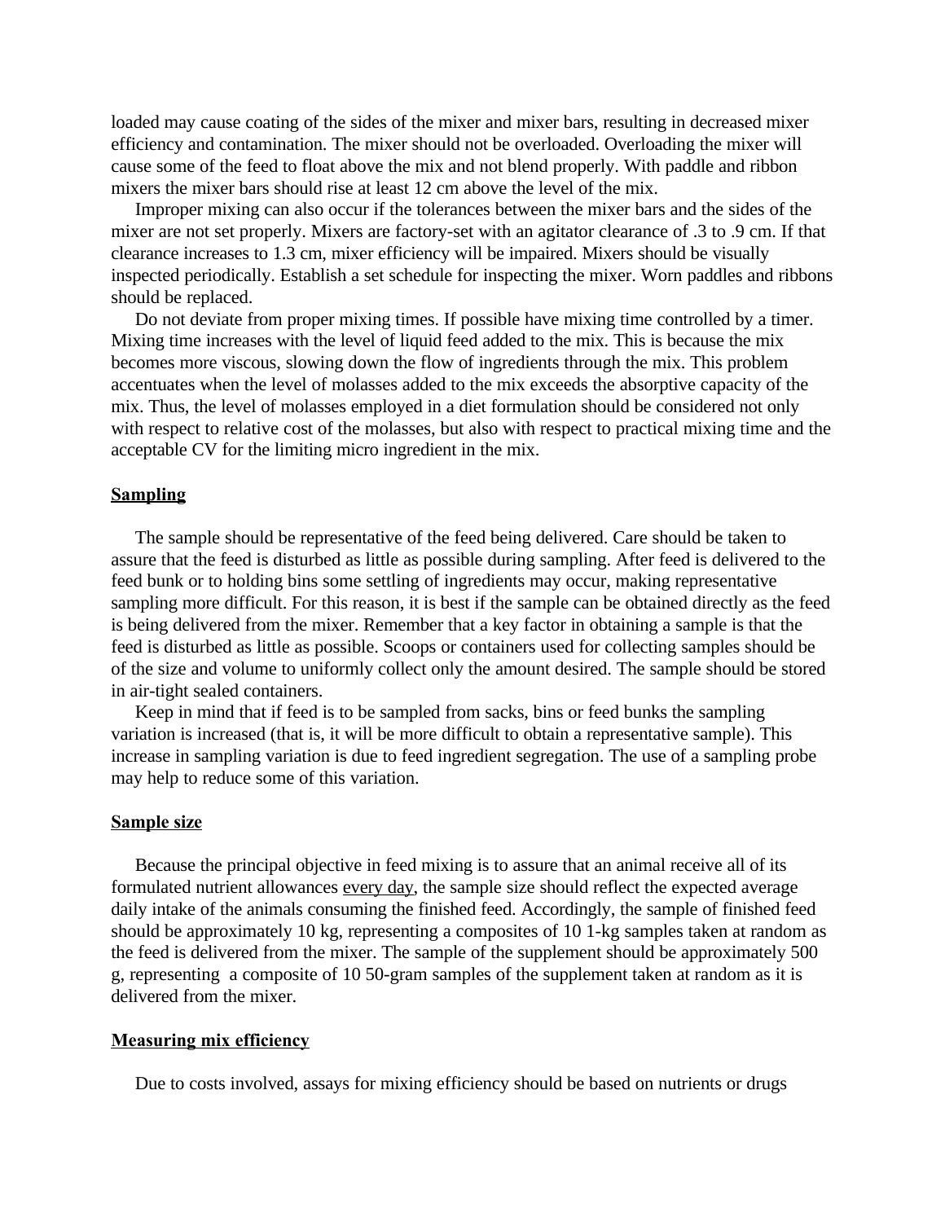loaded may cause coating of the sides of the mixer and mixer bars, resulting in decreased mixer efficiency and contamination. The mixer should not be overloaded. Overloading the mixer will cause some of the feed to float above the mix and not blend properly. With paddle and ribbon mixers the mixer bars should rise at least 12 cm above the level of the mix.

Improper mixing can also occur if the tolerances between the mixer bars and the sides of the mixer are not set properly. Mixers are factory-set with an agitator clearance of .3 to .9 cm. If that clearance increases to 1.3 cm, mixer efficiency will be impaired. Mixers should be visually inspected periodically. Establish a set schedule for inspecting the mixer. Worn paddles and ribbons should be replaced.

Do not deviate from proper mixing times. If possible have mixing time controlled by a timer. Mixing time increases with the level of liquid feed added to the mix. This is because the mix becomes more viscous, slowing down the flow of ingredients through the mix. This problem accentuates when the level of molasses added to the mix exceeds the absorptive capacity of the mix. Thus, the level of molasses employed in a diet formulation should be considered not only with respect to relative cost of the molasses, but also with respect to practical mixing time and the acceptable CV for the limiting micro ingredient in the mix.

## Sampling

The sample should be representative of the feed being delivered. Care should be taken to assure that the feed is disturbed as little as possible during sampling. After feed is delivered to the feed bunk or to holding bins some settling of ingredients may occur, making representative sampling more difficult. For this reason, it is best if the sample can be obtained directly as the feed is being delivered from the mixer. Remember that a key factor in obtaining a sample is that the feed is disturbed as little as possible. Scoops or containers used for collecting samples should be of the size and volume to uniformly collect only the amount desired. The sample should be stored in air-tight sealed containers.

Keep in mind that if feed is to be sampled from sacks, bins or feed bunks the sampling variation is increased (that is, it will be more difficult to obtain a representative sample). This increase in sampling variation is due to feed ingredient segregation. The use of a sampling probe may help to reduce some of this variation.

## Sample size

Because the principal objective in feed mixing is to assure that an animal receive all of its formulated nutrient allowances every day, the sample size should reflect the expected average daily intake of the animals consuming the finished feed. Accordingly, the sample of finished feed should be approximately 10 kg, representing a composites of 10 1-kg samples taken at random as the feed is delivered from the mixer. The sample of the supplement should be approximately 500 g, representing a composite of 10 50-gram samples of the supplement taken at random as it is delivered from the mixer.

## Measuring mix efficiency

Due to costs involved, assays for mixing efficiency should be based on nutrients or drugs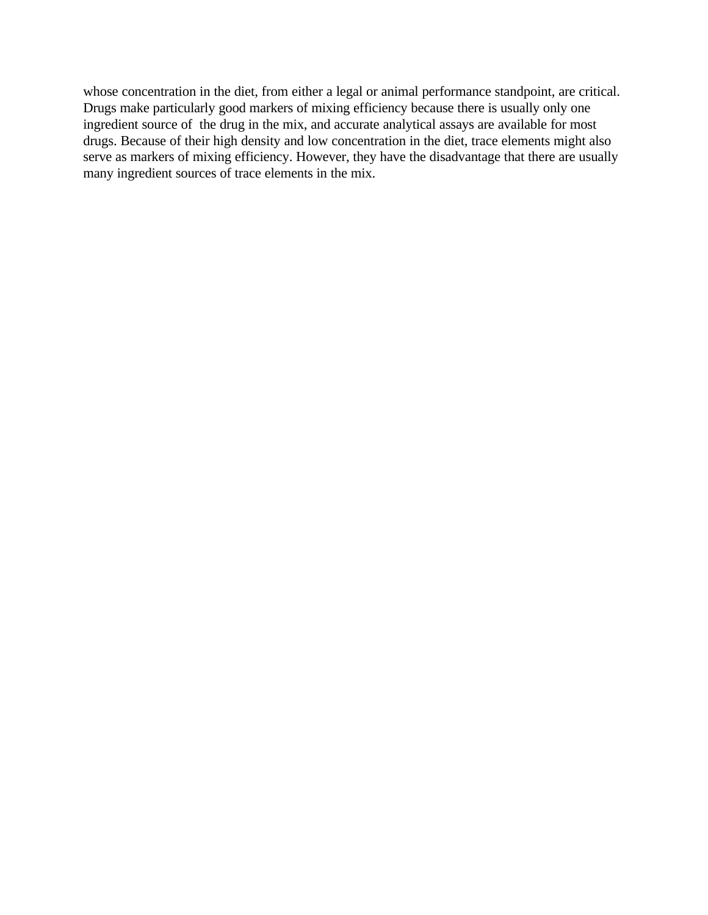whose concentration in the diet, from either a legal or animal performance standpoint, are critical. Drugs make particularly good markers of mixing efficiency because there is usually only one ingredient source of the drug in the mix, and accurate analytical assays are available for most drugs. Because of their high density and low concentration in the diet, trace elements might also serve as markers of mixing efficiency. However, they have the disadvantage that there are usually many ingredient sources of trace elements in the mix.